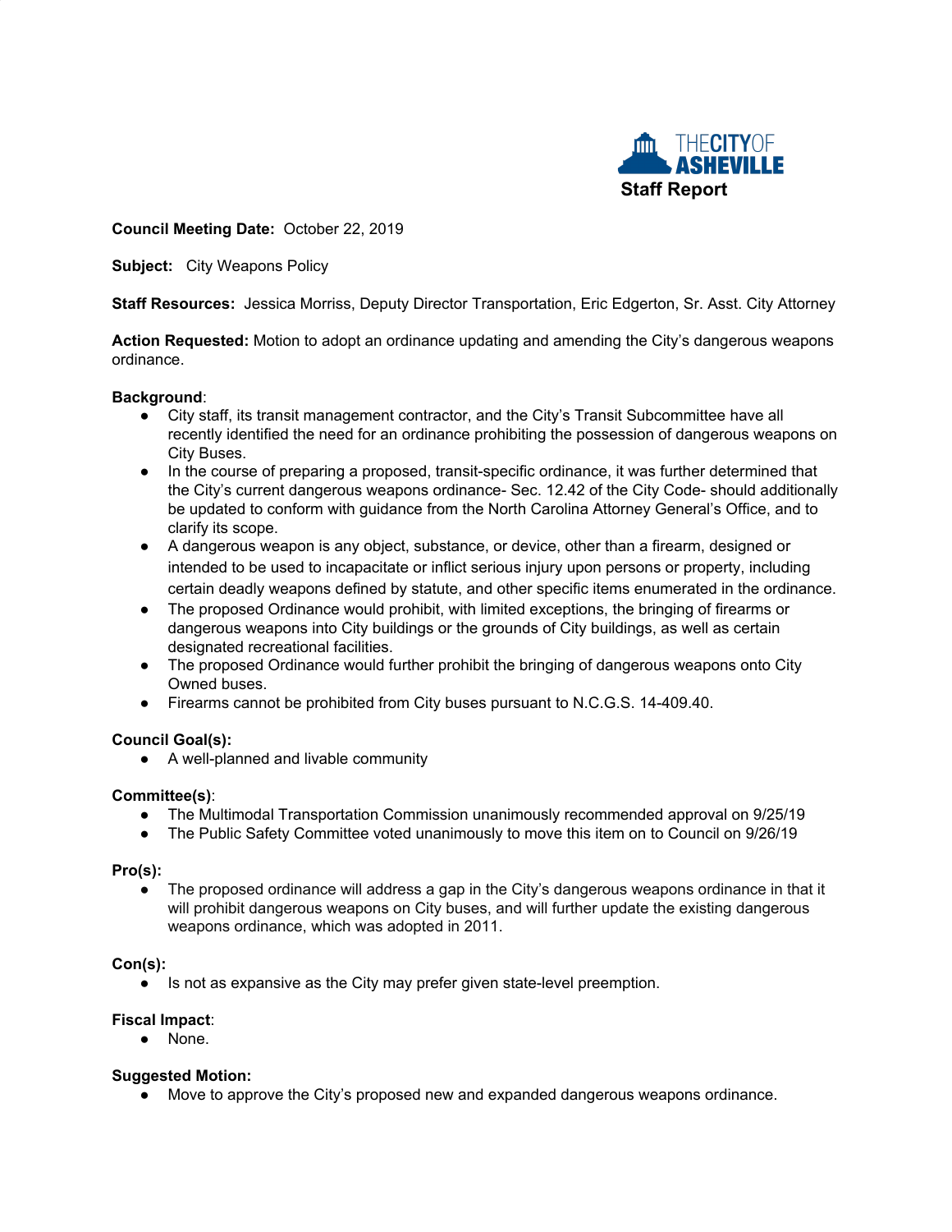THE CITY OF ASHEVILLE

**Staff Report**

**Council Meeting Date:** October 22, 2019

**Subject:** City Weapons Policy

**Staff Resources:** Jessica Morriss, Deputy Director Transportation, Eric Edgerton, Sr. Asst. City Attorney

**Action Requested:** Motion to adopt an ordinance updating and amending the City's dangerous weapons ordinance.

**Background**:

- City staff, its transit management contractor, and the City's Transit Subcommittee have all recently identified the need for an ordinance prohibiting the possession of dangerous weapons on City Buses.
- In the course of preparing a proposed, transit-specific ordinance, it was further determined that the City's current dangerous weapons ordinance- Sec. 12.42 of the City Code- should additionally be updated to conform with guidance from the North Carolina Attorney General's Office, and to clarify its scope.
- A dangerous weapon is any object, substance, or device, other than a firearm, designed or intended to be used to incapacitate or inflict serious injury upon persons or property, including certain deadly weapons defined by statute, and other specific items enumerated in the ordinance.
- The proposed Ordinance would prohibit, with limited exceptions, the bringing of firearms or dangerous weapons into City buildings or the grounds of City buildings, as well as certain designated recreational facilities.
- The proposed Ordinance would further prohibit the bringing of dangerous weapons onto City Owned buses.
- Firearms cannot be prohibited from City buses pursuant to N.C.G.S. 14-409.40.

**Council Goal(s):**

- A well-planned and livable community

**Committee(s)**:

- The Multimodal Transportation Commission unanimously recommended approval on 9/25/19
- The Public Safety Committee voted unanimously to move this item on to Council on 9/26/19

**Pro(s):**

- The proposed ordinance will address a gap in the City's dangerous weapons ordinance in that it will prohibit dangerous weapons on City buses, and will further update the existing dangerous weapons ordinance, which was adopted in 2011.

**Con(s):**

- Is not as expansive as the City may prefer given state-level preemption.

**Fiscal Impact**:

- None.

**Suggested Motion:**

- Move to approve the City's proposed new and expanded dangerous weapons ordinance.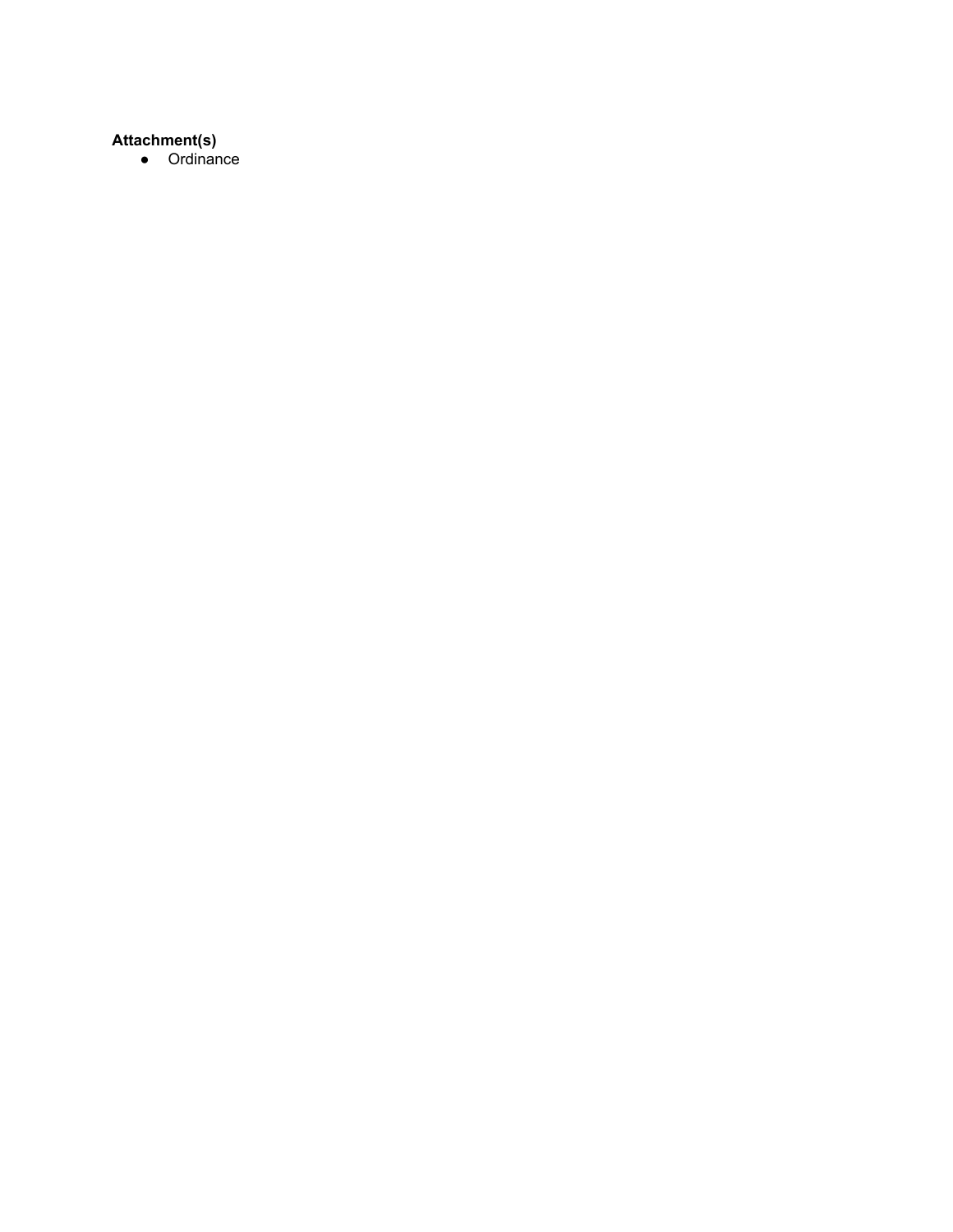**Attachment(s)**

- Ordinance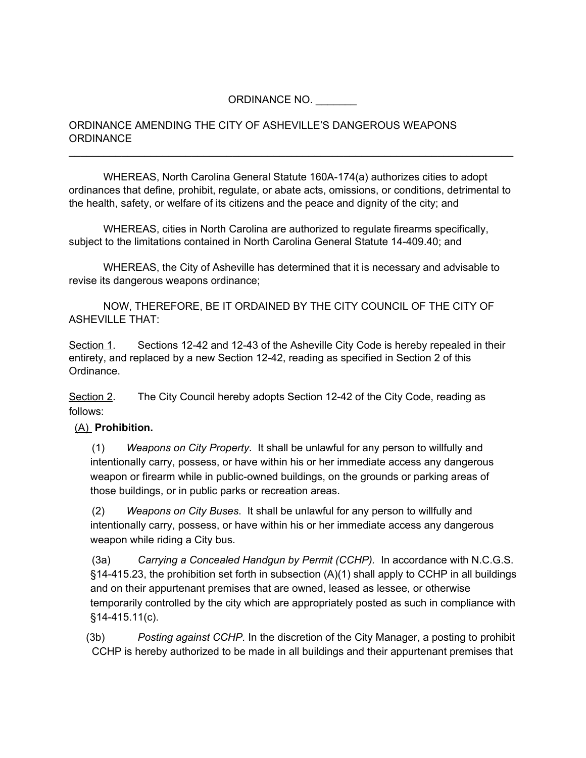ORDINANCE NO. _______

ORDINANCE AMENDING THE CITY OF ASHEVILLE'S DANGEROUS WEAPONS ORDINANCE

---

WHEREAS, North Carolina General Statute 160A-174(a) authorizes cities to adopt ordinances that define, prohibit, regulate, or abate acts, omissions, or conditions, detrimental to the health, safety, or welfare of its citizens and the peace and dignity of the city; and

WHEREAS, cities in North Carolina are authorized to regulate firearms specifically, subject to the limitations contained in North Carolina General Statute 14-409.40; and

WHEREAS, the City of Asheville has determined that it is necessary and advisable to revise its dangerous weapons ordinance;

NOW, THEREFORE, BE IT ORDAINED BY THE CITY COUNCIL OF THE CITY OF ASHEVILLE THAT:

Section 1. Sections 12-42 and 12-43 of the Asheville City Code is hereby repealed in their entirety, and replaced by a new Section 12-42, reading as specified in Section 2 of this Ordinance.

Section 2. The City Council hereby adopts Section 12-42 of the City Code, reading as follows:

(A) **Prohibition.**

(1) *Weapons on City Property*. It shall be unlawful for any person to willfully and intentionally carry, possess, or have within his or her immediate access any dangerous weapon or firearm while in public-owned buildings, on the grounds or parking areas of those buildings, or in public parks or recreation areas.

(2) *Weapons on City Buses*. It shall be unlawful for any person to willfully and intentionally carry, possess, or have within his or her immediate access any dangerous weapon while riding a City bus.

(3a) *Carrying a Concealed Handgun by Permit (CCHP).* In accordance with N.C.G.S. §14-415.23, the prohibition set forth in subsection (A)(1) shall apply to CCHP in all buildings and on their appurtenant premises that are owned, leased as lessee, or otherwise temporarily controlled by the city which are appropriately posted as such in compliance with §14-415.11(c).

(3b) *Posting against CCHP.* In the discretion of the City Manager, a posting to prohibit CCHP is hereby authorized to be made in all buildings and their appurtenant premises that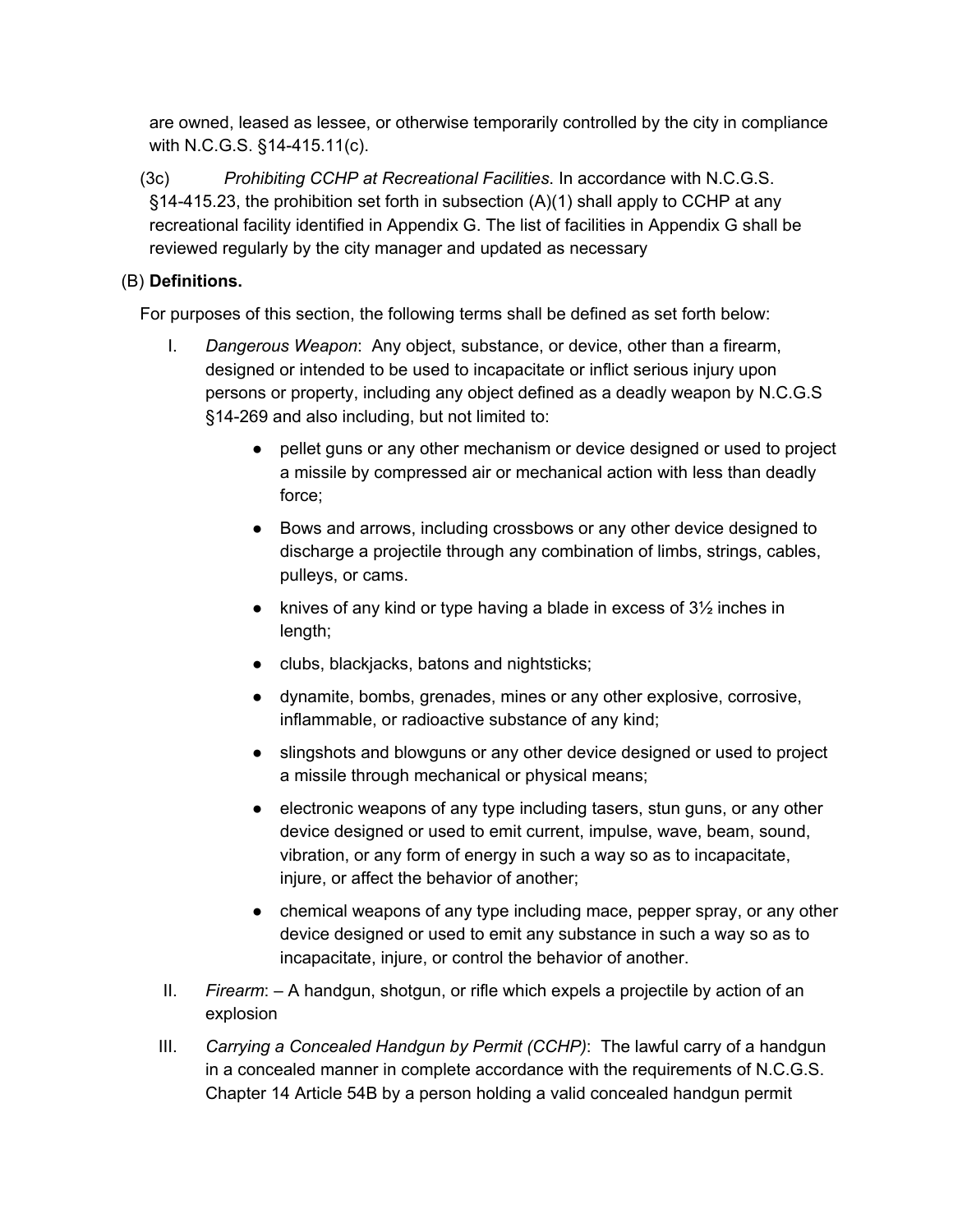are owned, leased as lessee, or otherwise temporarily controlled by the city in compliance with N.C.G.S. §14-415.11(c).

(3c) *Prohibiting CCHP at Recreational Facilities*. In accordance with N.C.G.S. §14-415.23, the prohibition set forth in subsection (A)(1) shall apply to CCHP at any recreational facility identified in Appendix G. The list of facilities in Appendix G shall be reviewed regularly by the city manager and updated as necessary

(B) **Definitions.**

For purposes of this section, the following terms shall be defined as set forth below:

I. *Dangerous Weapon*: Any object, substance, or device, other than a firearm, designed or intended to be used to incapacitate or inflict serious injury upon persons or property, including any object defined as a deadly weapon by N.C.G.S §14-269 and also including, but not limited to:

- pellet guns or any other mechanism or device designed or used to project a missile by compressed air or mechanical action with less than deadly force;
- Bows and arrows, including crossbows or any other device designed to discharge a projectile through any combination of limbs, strings, cables, pulleys, or cams.
- knives of any kind or type having a blade in excess of 3½ inches in length;
- clubs, blackjacks, batons and nightsticks;
- dynamite, bombs, grenades, mines or any other explosive, corrosive, inflammable, or radioactive substance of any kind;
- slingshots and blowguns or any other device designed or used to project a missile through mechanical or physical means;
- electronic weapons of any type including tasers, stun guns, or any other device designed or used to emit current, impulse, wave, beam, sound, vibration, or any form of energy in such a way so as to incapacitate, injure, or affect the behavior of another;
- chemical weapons of any type including mace, pepper spray, or any other device designed or used to emit any substance in such a way so as to incapacitate, injure, or control the behavior of another.

II. *Firearm*: – A handgun, shotgun, or rifle which expels a projectile by action of an explosion

III. *Carrying a Concealed Handgun by Permit (CCHP)*: The lawful carry of a handgun in a concealed manner in complete accordance with the requirements of N.C.G.S. Chapter 14 Article 54B by a person holding a valid concealed handgun permit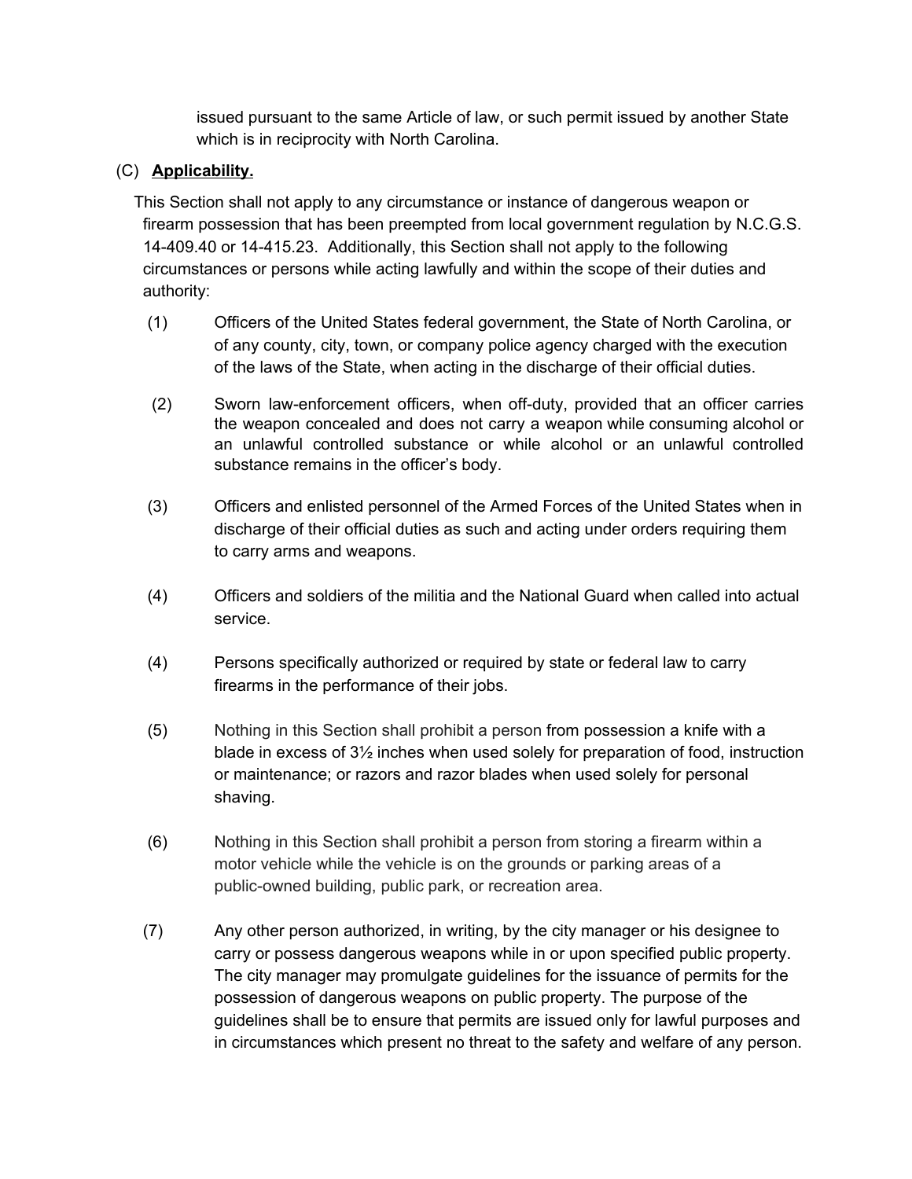issued pursuant to the same Article of law, or such permit issued by another State which is in reciprocity with North Carolina.

(C) **Applicability.**

This Section shall not apply to any circumstance or instance of dangerous weapon or firearm possession that has been preempted from local government regulation by N.C.G.S. 14-409.40 or 14-415.23. Additionally, this Section shall not apply to the following circumstances or persons while acting lawfully and within the scope of their duties and authority:

(1) Officers of the United States federal government, the State of North Carolina, or of any county, city, town, or company police agency charged with the execution of the laws of the State, when acting in the discharge of their official duties.

(2) Sworn law-enforcement officers, when off-duty, provided that an officer carries the weapon concealed and does not carry a weapon while consuming alcohol or an unlawful controlled substance or while alcohol or an unlawful controlled substance remains in the officer's body.

(3) Officers and enlisted personnel of the Armed Forces of the United States when in discharge of their official duties as such and acting under orders requiring them to carry arms and weapons.

(4) Officers and soldiers of the militia and the National Guard when called into actual service.

(4) Persons specifically authorized or required by state or federal law to carry firearms in the performance of their jobs.

(5) Nothing in this Section shall prohibit a person from possession a knife with a blade in excess of 3½ inches when used solely for preparation of food, instruction or maintenance; or razors and razor blades when used solely for personal shaving.

(6) Nothing in this Section shall prohibit a person from storing a firearm within a motor vehicle while the vehicle is on the grounds or parking areas of a public-owned building, public park, or recreation area.

(7) Any other person authorized, in writing, by the city manager or his designee to carry or possess dangerous weapons while in or upon specified public property. The city manager may promulgate guidelines for the issuance of permits for the possession of dangerous weapons on public property. The purpose of the guidelines shall be to ensure that permits are issued only for lawful purposes and in circumstances which present no threat to the safety and welfare of any person.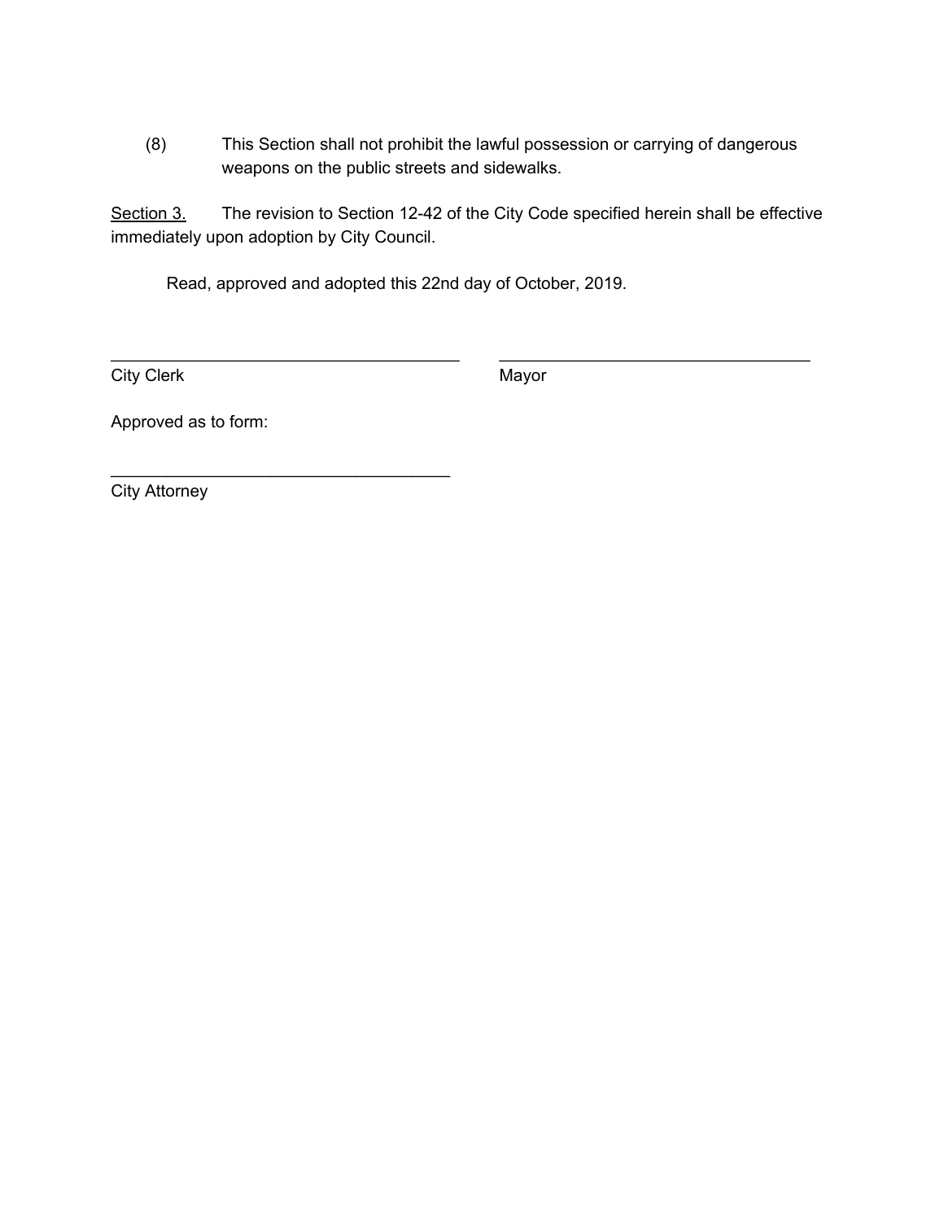(8) This Section shall not prohibit the lawful possession or carrying of dangerous weapons on the public streets and sidewalks.

<u>Section 3.</u> The revision to Section 12-42 of the City Code specified herein shall be effective immediately upon adoption by City Council.

Read, approved and adopted this 22nd day of October, 2019.

______________________________________ ______________________________________

City Clerk Mayor

Approved as to form:

______________________________________

City Attorney